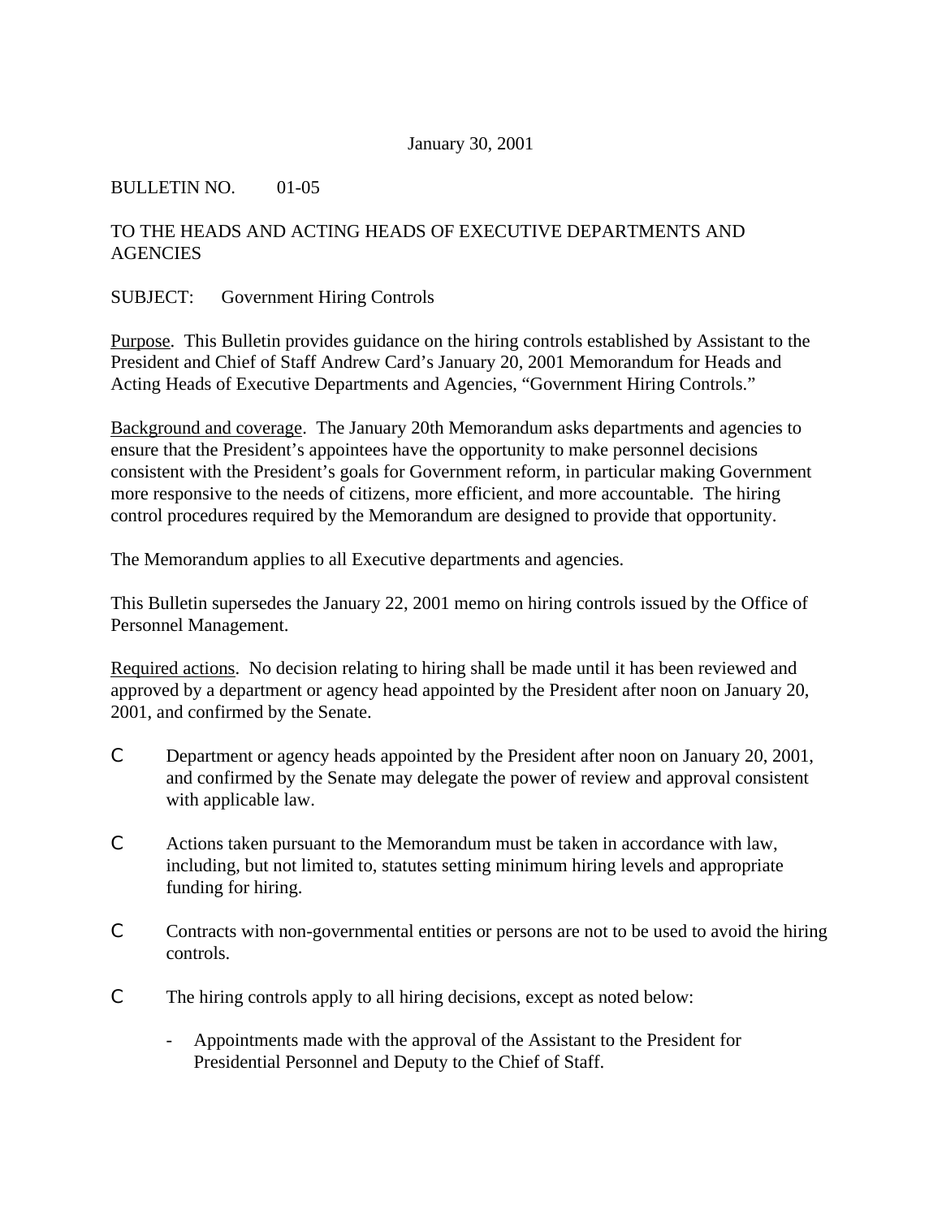January 30, 2001

BULLETIN NO. 01-05

TO THE HEADS AND ACTING HEADS OF EXECUTIVE DEPARTMENTS AND AGENCIES

SUBJECT: Government Hiring Controls

Purpose. This Bulletin provides guidance on the hiring controls established by Assistant to the President and Chief of Staff Andrew Card's January 20, 2001 Memorandum for Heads and Acting Heads of Executive Departments and Agencies, "Government Hiring Controls."

Background and coverage. The January 20th Memorandum asks departments and agencies to ensure that the President's appointees have the opportunity to make personnel decisions consistent with the President's goals for Government reform, in particular making Government more responsive to the needs of citizens, more efficient, and more accountable. The hiring control procedures required by the Memorandum are designed to provide that opportunity.

The Memorandum applies to all Executive departments and agencies.

This Bulletin supersedes the January 22, 2001 memo on hiring controls issued by the Office of Personnel Management.

Required actions. No decision relating to hiring shall be made until it has been reviewed and approved by a department or agency head appointed by the President after noon on January 20, 2001, and confirmed by the Senate.

- Department or agency heads appointed by the President after noon on January 20, 2001, and confirmed by the Senate may delegate the power of review and approval consistent with applicable law.
- Actions taken pursuant to the Memorandum must be taken in accordance with law, including, but not limited to, statutes setting minimum hiring levels and appropriate funding for hiring.
- Contracts with non-governmental entities or persons are not to be used to avoid the hiring controls.
- The hiring controls apply to all hiring decisions, except as noted below:
  - Appointments made with the approval of the Assistant to the President for Presidential Personnel and Deputy to the Chief of Staff.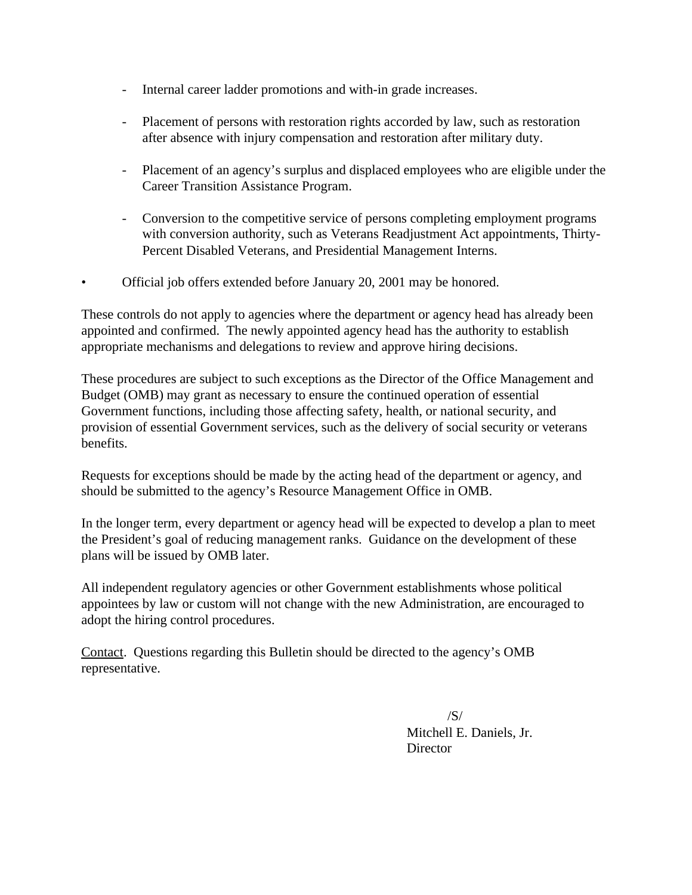- Internal career ladder promotions and with-in grade increases.

  - Placement of persons with restoration rights accorded by law, such as restoration after absence with injury compensation and restoration after military duty.

  - Placement of an agency's surplus and displaced employees who are eligible under the Career Transition Assistance Program.

  - Conversion to the competitive service of persons completing employment programs with conversion authority, such as Veterans Readjustment Act appointments, Thirty-Percent Disabled Veterans, and Presidential Management Interns.

- Official job offers extended before January 20, 2001 may be honored.

These controls do not apply to agencies where the department or agency head has already been appointed and confirmed. The newly appointed agency head has the authority to establish appropriate mechanisms and delegations to review and approve hiring decisions.

These procedures are subject to such exceptions as the Director of the Office Management and Budget (OMB) may grant as necessary to ensure the continued operation of essential Government functions, including those affecting safety, health, or national security, and provision of essential Government services, such as the delivery of social security or veterans benefits.

Requests for exceptions should be made by the acting head of the department or agency, and should be submitted to the agency's Resource Management Office in OMB.

In the longer term, every department or agency head will be expected to develop a plan to meet the President's goal of reducing management ranks. Guidance on the development of these plans will be issued by OMB later.

All independent regulatory agencies or other Government establishments whose political appointees by law or custom will not change with the new Administration, are encouraged to adopt the hiring control procedures.

Contact. Questions regarding this Bulletin should be directed to the agency's OMB representative.

/S/
Mitchell E. Daniels, Jr.
Director